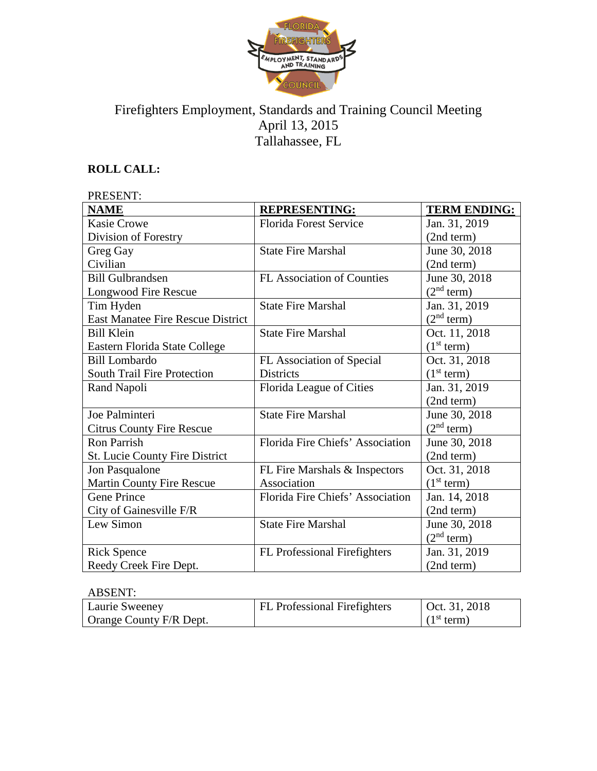# Firefighters Employment, Standards and Training Council Meeting
April 13, 2015
Tallahassee, FL

**ROLL CALL:**

PRESENT:

| **NAME** | **REPRESENTING:** | **TERM ENDING:** |
|---|---|---|
| Kasie Crowe<br>Division of Forestry | Florida Forest Service | Jan. 31, 2019<br>(2nd term) |
| Greg Gay<br>Civilian | State Fire Marshal | June 30, 2018<br>(2nd term) |
| Bill Gulbrandsen<br>Longwood Fire Rescue | FL Association of Counties | June 30, 2018<br>(2nd term) |
| Tim Hyden<br>East Manatee Fire Rescue District | State Fire Marshal | Jan. 31, 2019<br>(2nd term) |
| Bill Klein<br>Eastern Florida State College | State Fire Marshal | Oct. 11, 2018<br>(1st term) |
| Bill Lombardo<br>South Trail Fire Protection | FL Association of Special Districts | Oct. 31, 2018<br>(1st term) |
| Rand Napoli | Florida League of Cities | Jan. 31, 2019<br>(2nd term) |
| Joe Palminteri<br>Citrus County Fire Rescue | State Fire Marshal | June 30, 2018<br>(2nd term) |
| Ron Parrish<br>St. Lucie County Fire District | Florida Fire Chiefs' Association | June 30, 2018<br>(2nd term) |
| Jon Pasqualone<br>Martin County Fire Rescue | FL Fire Marshals & Inspectors Association | Oct. 31, 2018<br>(1st term) |
| Gene Prince<br>City of Gainesville F/R | Florida Fire Chiefs' Association | Jan. 14, 2018<br>(2nd term) |
| Lew Simon | State Fire Marshal | June 30, 2018<br>(2nd term) |
| Rick Spence<br>Reedy Creek Fire Dept. | FL Professional Firefighters | Jan. 31, 2019<br>(2nd term) |

ABSENT:

| | | |
|---|---|---|
| Laurie Sweeney<br>Orange County F/R Dept. | FL Professional Firefighters | Oct. 31, 2018<br>(1st term) |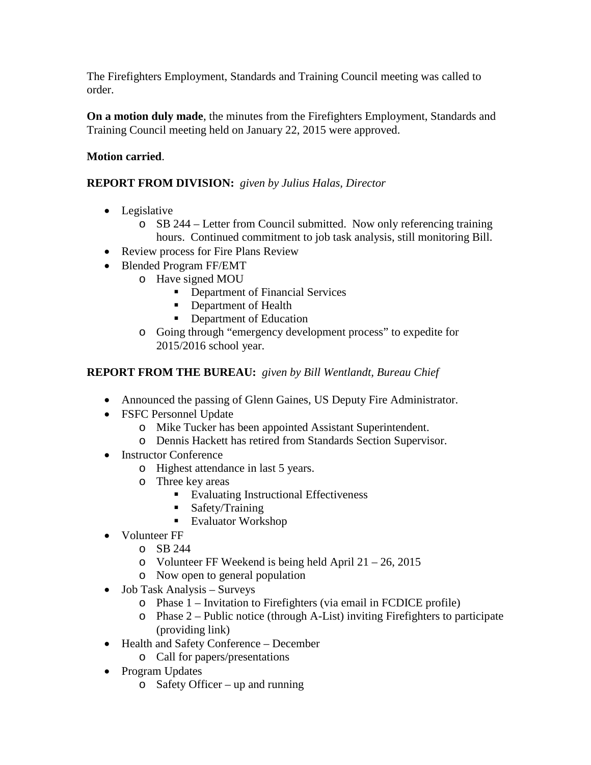The Firefighters Employment, Standards and Training Council meeting was called to order.

**On a motion duly made**, the minutes from the Firefighters Employment, Standards and Training Council meeting held on January 22, 2015 were approved.

**Motion carried**.

**REPORT FROM DIVISION:** *given by Julius Halas, Director*

- Legislative
  - SB 244 – Letter from Council submitted. Now only referencing training hours. Continued commitment to job task analysis, still monitoring Bill.
- Review process for Fire Plans Review
- Blended Program FF/EMT
  - Have signed MOU
    - Department of Financial Services
    - Department of Health
    - Department of Education
  - Going through "emergency development process" to expedite for 2015/2016 school year.

**REPORT FROM THE BUREAU:** *given by Bill Wentlandt, Bureau Chief*

- Announced the passing of Glenn Gaines, US Deputy Fire Administrator.
- FSFC Personnel Update
  - Mike Tucker has been appointed Assistant Superintendent.
  - Dennis Hackett has retired from Standards Section Supervisor.
- Instructor Conference
  - Highest attendance in last 5 years.
  - Three key areas
    - Evaluating Instructional Effectiveness
    - Safety/Training
    - Evaluator Workshop
- Volunteer FF
  - SB 244
  - Volunteer FF Weekend is being held April 21 – 26, 2015
  - Now open to general population
- Job Task Analysis – Surveys
  - Phase 1 – Invitation to Firefighters (via email in FCDICE profile)
  - Phase 2 – Public notice (through A-List) inviting Firefighters to participate (providing link)
- Health and Safety Conference – December
  - Call for papers/presentations
- Program Updates
  - Safety Officer – up and running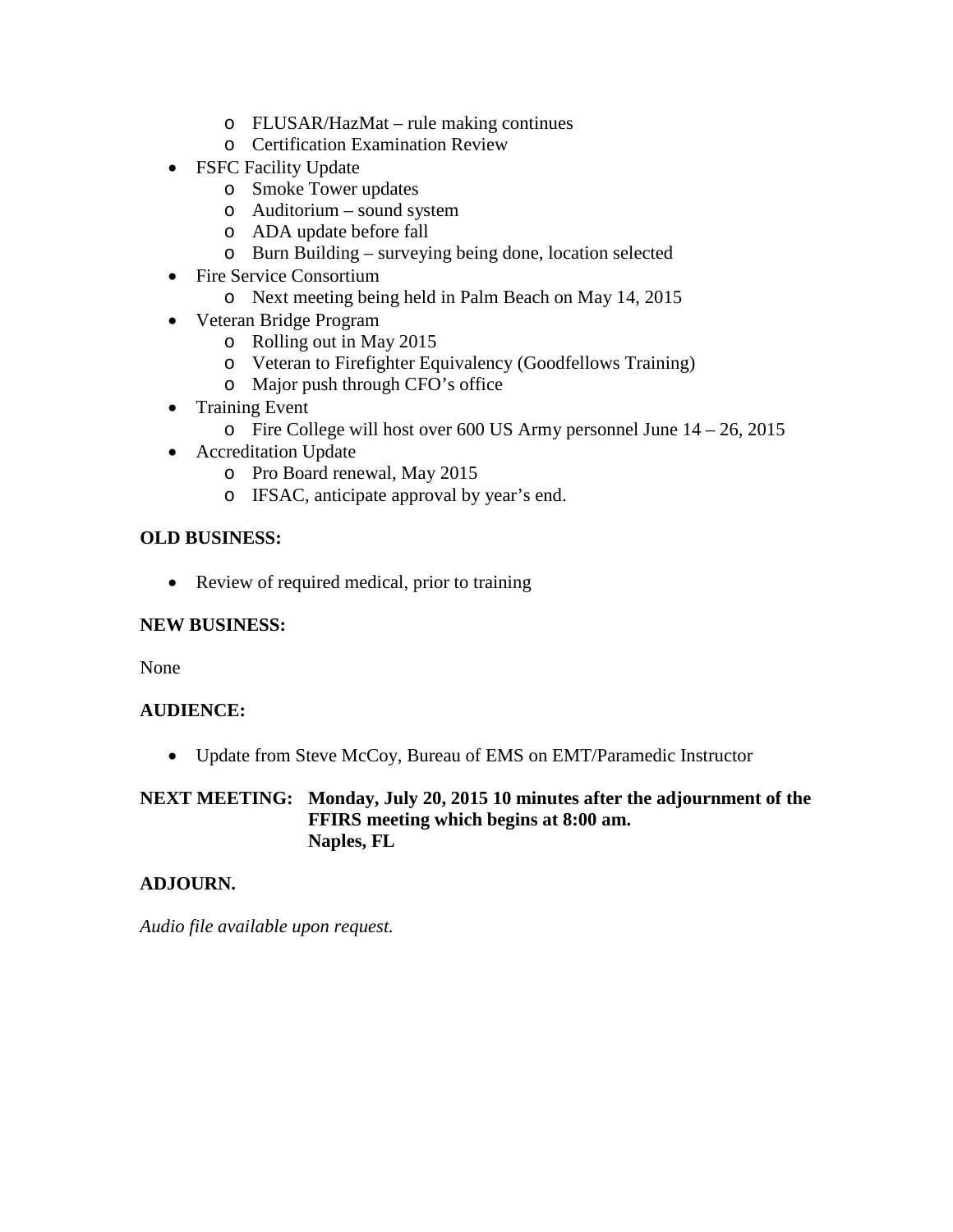- FLUSAR/HazMat – rule making continues
  - Certification Examination Review
- FSFC Facility Update
  - Smoke Tower updates
  - Auditorium – sound system
  - ADA update before fall
  - Burn Building – surveying being done, location selected
- Fire Service Consortium
  - Next meeting being held in Palm Beach on May 14, 2015
- Veteran Bridge Program
  - Rolling out in May 2015
  - Veteran to Firefighter Equivalency (Goodfellows Training)
  - Major push through CFO's office
- Training Event
  - Fire College will host over 600 US Army personnel June 14 – 26, 2015
- Accreditation Update
  - Pro Board renewal, May 2015
  - IFSAC, anticipate approval by year's end.

**OLD BUSINESS:**

- Review of required medical, prior to training

**NEW BUSINESS:**

None

**AUDIENCE:**

- Update from Steve McCoy, Bureau of EMS on EMT/Paramedic Instructor

**NEXT MEETING: Monday, July 20, 2015 10 minutes after the adjournment of the FFIRS meeting which begins at 8:00 am.**
**Naples, FL**

**ADJOURN.**

*Audio file available upon request.*